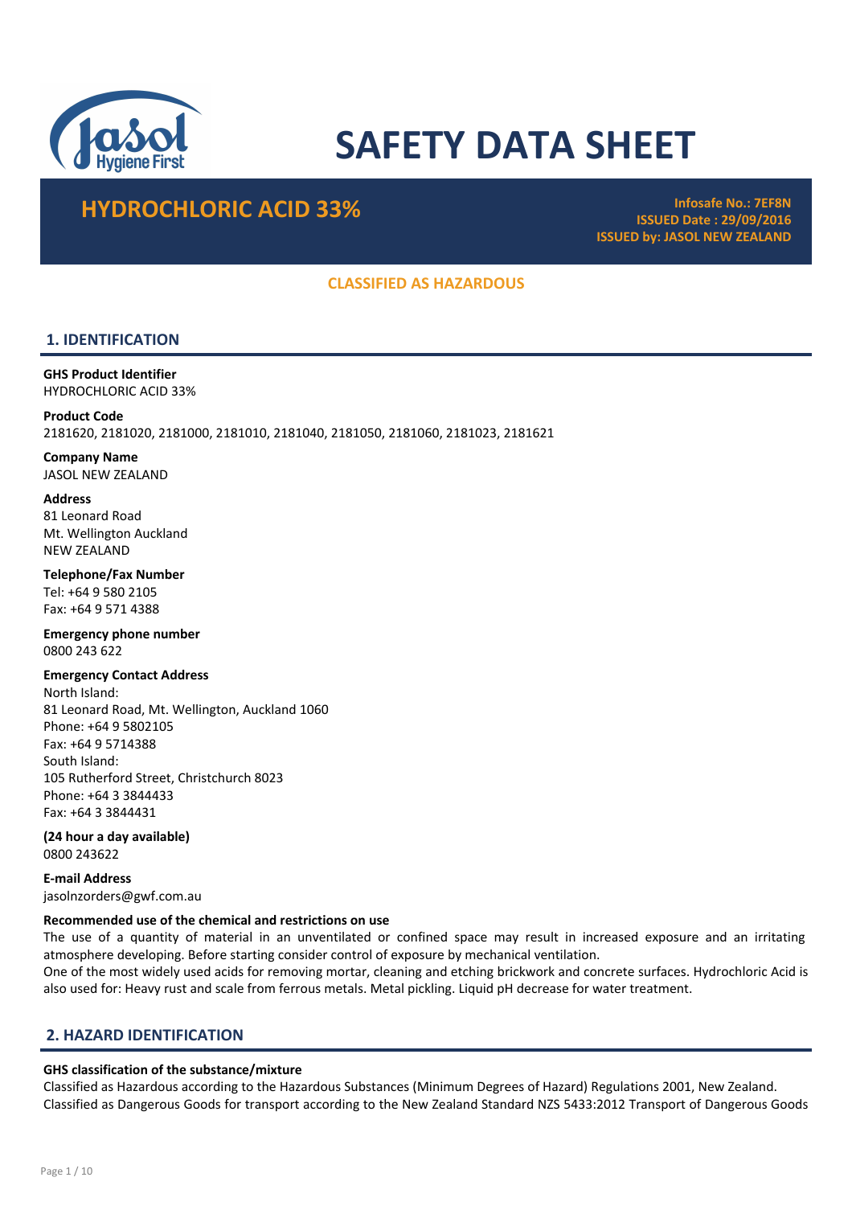# SAFETY DATA SHEET

## HYDROCHLORIC ACID 33%

**Infosafe No.: 7EF8N**
**ISSUED Date : 29/09/2016**
**ISSUED by: JASOL NEW ZEALAND**

**CLASSIFIED AS HAZARDOUS**

## 1. IDENTIFICATION

**GHS Product Identifier**
HYDROCHLORIC ACID 33%

**Product Code**
2181620, 2181020, 2181000, 2181010, 2181040, 2181050, 2181060, 2181023, 2181621

**Company Name**
JASOL NEW ZEALAND

**Address**
81 Leonard Road
Mt. Wellington Auckland
NEW ZEALAND

**Telephone/Fax Number**
Tel: +64 9 580 2105
Fax: +64 9 571 4388

**Emergency phone number**
0800 243 622

**Emergency Contact Address**
North Island:
81 Leonard Road, Mt. Wellington, Auckland 1060
Phone: +64 9 5802105
Fax: +64 9 5714388
South Island:
105 Rutherford Street, Christchurch 8023
Phone: +64 3 3844433
Fax: +64 3 3844431

**(24 hour a day available)**
0800 243622

**E-mail Address**
jasolnzorders@gwf.com.au

**Recommended use of the chemical and restrictions on use**
The use of a quantity of material in an unventilated or confined space may result in increased exposure and an irritating atmosphere developing. Before starting consider control of exposure by mechanical ventilation.
One of the most widely used acids for removing mortar, cleaning and etching brickwork and concrete surfaces. Hydrochloric Acid is also used for: Heavy rust and scale from ferrous metals. Metal pickling. Liquid pH decrease for water treatment.

## 2. HAZARD IDENTIFICATION

**GHS classification of the substance/mixture**
Classified as Hazardous according to the Hazardous Substances (Minimum Degrees of Hazard) Regulations 2001, New Zealand.
Classified as Dangerous Goods for transport according to the New Zealand Standard NZS 5433:2012 Transport of Dangerous Goods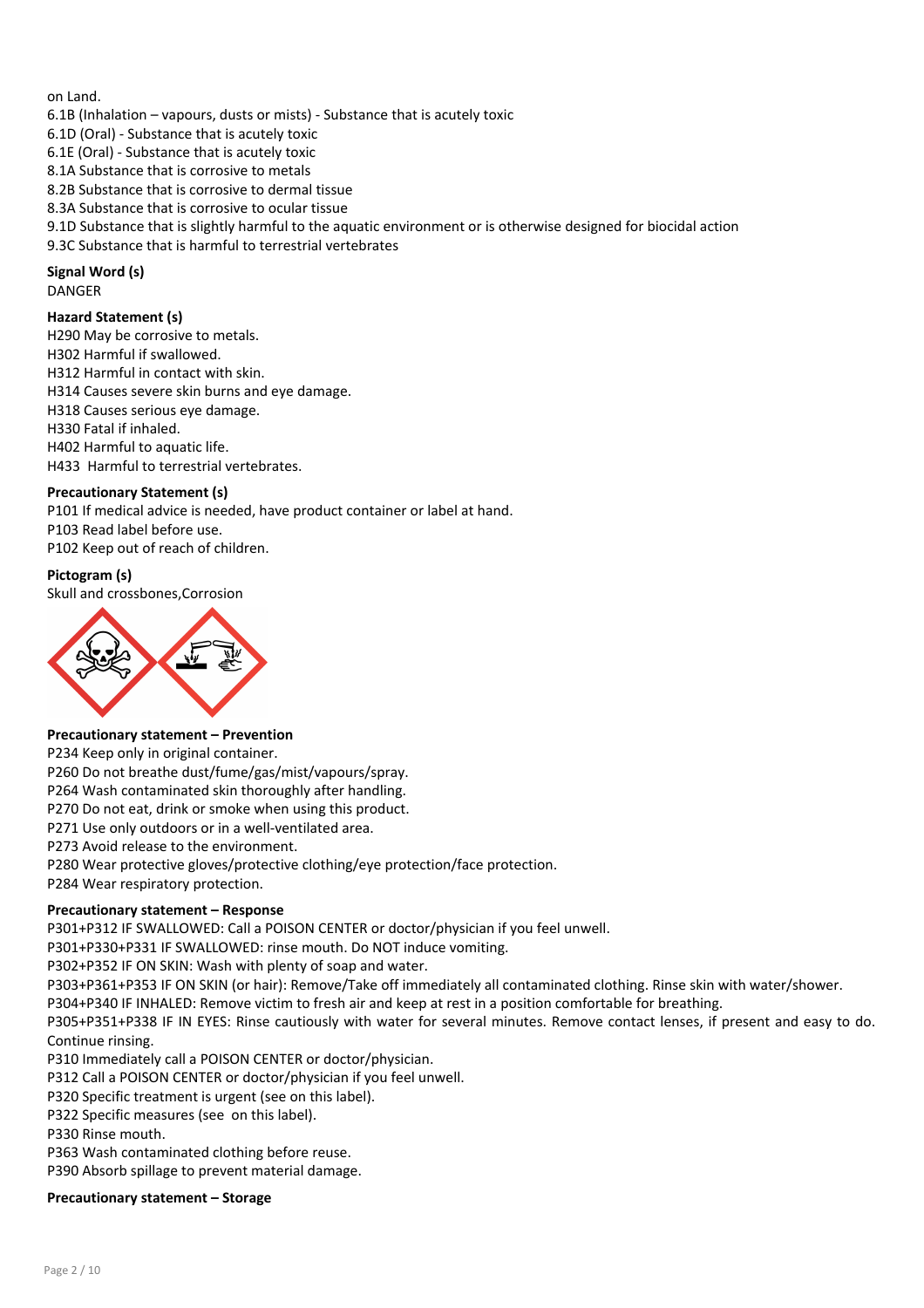on Land.

6.1B (Inhalation – vapours, dusts or mists) - Substance that is acutely toxic
6.1D (Oral) - Substance that is acutely toxic
6.1E (Oral) - Substance that is acutely toxic
8.1A Substance that is corrosive to metals
8.2B Substance that is corrosive to dermal tissue
8.3A Substance that is corrosive to ocular tissue
9.1D Substance that is slightly harmful to the aquatic environment or is otherwise designed for biocidal action
9.3C Substance that is harmful to terrestrial vertebrates

**Signal Word (s)**

DANGER

**Hazard Statement (s)**

H290 May be corrosive to metals.
H302 Harmful if swallowed.
H312 Harmful in contact with skin.
H314 Causes severe skin burns and eye damage.
H318 Causes serious eye damage.
H330 Fatal if inhaled.
H402 Harmful to aquatic life.
H433 Harmful to terrestrial vertebrates.

**Precautionary Statement (s)**

P101 If medical advice is needed, have product container or label at hand.
P103 Read label before use.
P102 Keep out of reach of children.

**Pictogram (s)**

Skull and crossbones,Corrosion

**Precautionary statement – Prevention**

P234 Keep only in original container.
P260 Do not breathe dust/fume/gas/mist/vapours/spray.
P264 Wash contaminated skin thoroughly after handling.
P270 Do not eat, drink or smoke when using this product.
P271 Use only outdoors or in a well-ventilated area.
P273 Avoid release to the environment.
P280 Wear protective gloves/protective clothing/eye protection/face protection.
P284 Wear respiratory protection.

**Precautionary statement – Response**

P301+P312 IF SWALLOWED: Call a POISON CENTER or doctor/physician if you feel unwell.
P301+P330+P331 IF SWALLOWED: rinse mouth. Do NOT induce vomiting.
P302+P352 IF ON SKIN: Wash with plenty of soap and water.
P303+P361+P353 IF ON SKIN (or hair): Remove/Take off immediately all contaminated clothing. Rinse skin with water/shower.
P304+P340 IF INHALED: Remove victim to fresh air and keep at rest in a position comfortable for breathing.
P305+P351+P338 IF IN EYES: Rinse cautiously with water for several minutes. Remove contact lenses, if present and easy to do. Continue rinsing.
P310 Immediately call a POISON CENTER or doctor/physician.
P312 Call a POISON CENTER or doctor/physician if you feel unwell.
P320 Specific treatment is urgent (see on this label).
P322 Specific measures (see on this label).
P330 Rinse mouth.
P363 Wash contaminated clothing before reuse.
P390 Absorb spillage to prevent material damage.

**Precautionary statement – Storage**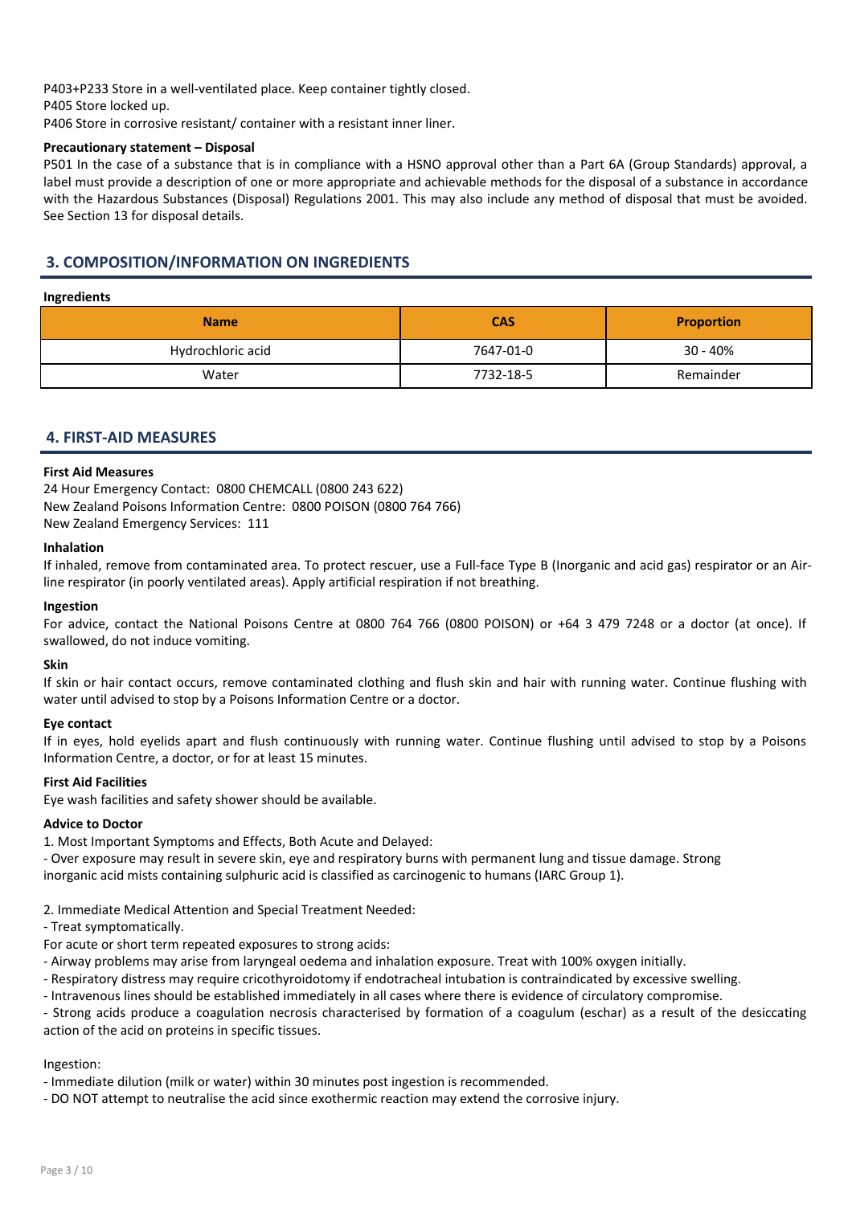P403+P233 Store in a well-ventilated place. Keep container tightly closed.
P405 Store locked up.
P406 Store in corrosive resistant/ container with a resistant inner liner.

**Precautionary statement – Disposal**

P501 In the case of a substance that is in compliance with a HSNO approval other than a Part 6A (Group Standards) approval, a label must provide a description of one or more appropriate and achievable methods for the disposal of a substance in accordance with the Hazardous Substances (Disposal) Regulations 2001. This may also include any method of disposal that must be avoided. See Section 13 for disposal details.

## 3. COMPOSITION/INFORMATION ON INGREDIENTS

**Ingredients**

| Name | CAS | Proportion |
|---|---|---|
| Hydrochloric acid | 7647-01-0 | 30 - 40% |
| Water | 7732-18-5 | Remainder |

## 4. FIRST-AID MEASURES

**First Aid Measures**

24 Hour Emergency Contact: 0800 CHEMCALL (0800 243 622)
New Zealand Poisons Information Centre: 0800 POISON (0800 764 766)
New Zealand Emergency Services: 111

**Inhalation**

If inhaled, remove from contaminated area. To protect rescuer, use a Full-face Type B (Inorganic and acid gas) respirator or an Air-line respirator (in poorly ventilated areas). Apply artificial respiration if not breathing.

**Ingestion**

For advice, contact the National Poisons Centre at 0800 764 766 (0800 POISON) or +64 3 479 7248 or a doctor (at once). If swallowed, do not induce vomiting.

**Skin**

If skin or hair contact occurs, remove contaminated clothing and flush skin and hair with running water. Continue flushing with water until advised to stop by a Poisons Information Centre or a doctor.

**Eye contact**

If in eyes, hold eyelids apart and flush continuously with running water. Continue flushing until advised to stop by a Poisons Information Centre, a doctor, or for at least 15 minutes.

**First Aid Facilities**

Eye wash facilities and safety shower should be available.

**Advice to Doctor**

1. Most Important Symptoms and Effects, Both Acute and Delayed:

- Over exposure may result in severe skin, eye and respiratory burns with permanent lung and tissue damage. Strong inorganic acid mists containing sulphuric acid is classified as carcinogenic to humans (IARC Group 1).

2. Immediate Medical Attention and Special Treatment Needed:

- Treat symptomatically.

For acute or short term repeated exposures to strong acids:

- Airway problems may arise from laryngeal oedema and inhalation exposure. Treat with 100% oxygen initially.
- Respiratory distress may require cricothyroidotomy if endotracheal intubation is contraindicated by excessive swelling.
- Intravenous lines should be established immediately in all cases where there is evidence of circulatory compromise.
- Strong acids produce a coagulation necrosis characterised by formation of a coagulum (eschar) as a result of the desiccating action of the acid on proteins in specific tissues.

Ingestion:

- Immediate dilution (milk or water) within 30 minutes post ingestion is recommended.
- DO NOT attempt to neutralise the acid since exothermic reaction may extend the corrosive injury.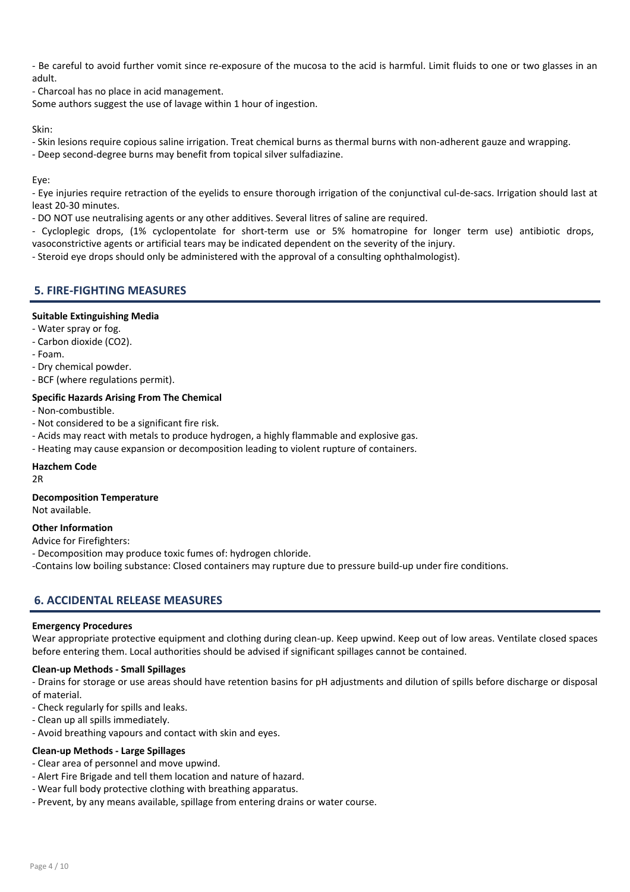- Be careful to avoid further vomit since re-exposure of the mucosa to the acid is harmful. Limit fluids to one or two glasses in an adult.
- Charcoal has no place in acid management.

Some authors suggest the use of lavage within 1 hour of ingestion.

Skin:

- Skin lesions require copious saline irrigation. Treat chemical burns as thermal burns with non-adherent gauze and wrapping.
- Deep second-degree burns may benefit from topical silver sulfadiazine.

Eye:

- Eye injuries require retraction of the eyelids to ensure thorough irrigation of the conjunctival cul-de-sacs. Irrigation should last at least 20-30 minutes.
- DO NOT use neutralising agents or any other additives. Several litres of saline are required.
- Cycloplegic drops, (1% cyclopentolate for short-term use or 5% homatropine for longer term use) antibiotic drops, vasoconstrictive agents or artificial tears may be indicated dependent on the severity of the injury.
- Steroid eye drops should only be administered with the approval of a consulting ophthalmologist).

## 5. FIRE-FIGHTING MEASURES

**Suitable Extinguishing Media**

- Water spray or fog.
- Carbon dioxide ($CO_2$).
- Foam.
- Dry chemical powder.
- BCF (where regulations permit).

**Specific Hazards Arising From The Chemical**

- Non-combustible.
- Not considered to be a significant fire risk.
- Acids may react with metals to produce hydrogen, a highly flammable and explosive gas.
- Heating may cause expansion or decomposition leading to violent rupture of containers.

**Hazchem Code**

2R

**Decomposition Temperature**

Not available.

**Other Information**

Advice for Firefighters:

- Decomposition may produce toxic fumes of: hydrogen chloride.

-Contains low boiling substance: Closed containers may rupture due to pressure build-up under fire conditions.

## 6. ACCIDENTAL RELEASE MEASURES

**Emergency Procedures**

Wear appropriate protective equipment and clothing during clean-up. Keep upwind. Keep out of low areas. Ventilate closed spaces before entering them. Local authorities should be advised if significant spillages cannot be contained.

**Clean-up Methods - Small Spillages**

- Drains for storage or use areas should have retention basins for pH adjustments and dilution of spills before discharge or disposal of material.
- Check regularly for spills and leaks.
- Clean up all spills immediately.
- Avoid breathing vapours and contact with skin and eyes.

**Clean-up Methods - Large Spillages**

- Clear area of personnel and move upwind.
- Alert Fire Brigade and tell them location and nature of hazard.
- Wear full body protective clothing with breathing apparatus.
- Prevent, by any means available, spillage from entering drains or water course.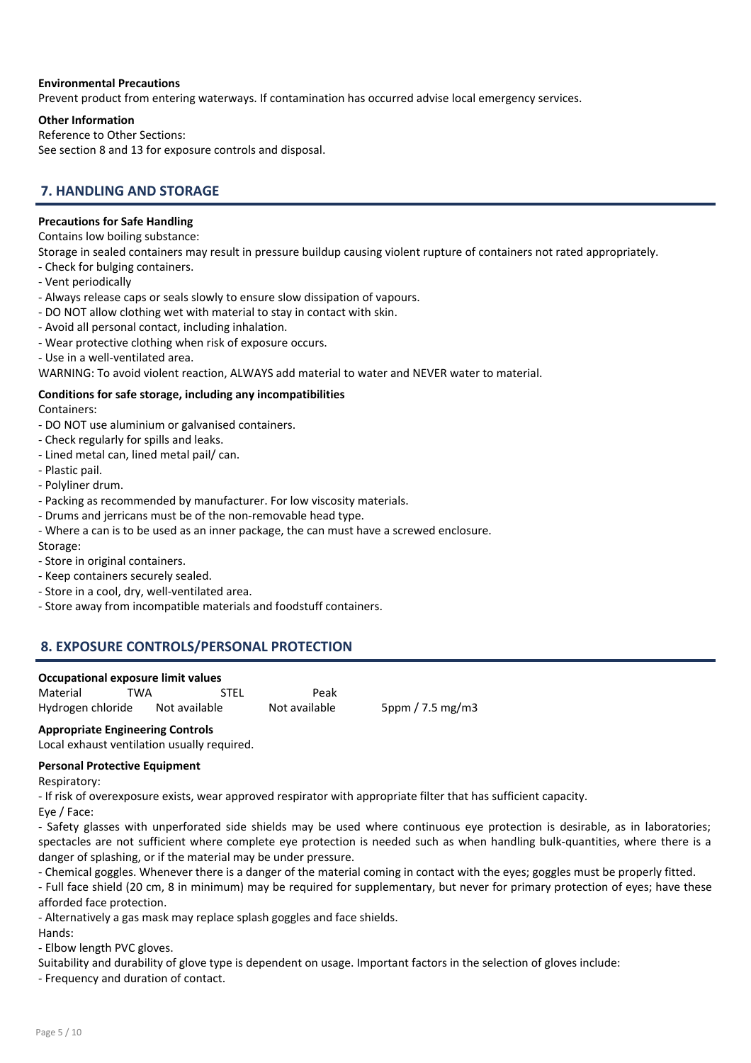**Environmental Precautions**

Prevent product from entering waterways. If contamination has occurred advise local emergency services.

**Other Information**

Reference to Other Sections:

See section 8 and 13 for exposure controls and disposal.

## 7. HANDLING AND STORAGE

**Precautions for Safe Handling**

Contains low boiling substance:

Storage in sealed containers may result in pressure buildup causing violent rupture of containers not rated appropriately.

- Check for bulging containers.
- Vent periodically
- Always release caps or seals slowly to ensure slow dissipation of vapours.
- DO NOT allow clothing wet with material to stay in contact with skin.
- Avoid all personal contact, including inhalation.
- Wear protective clothing when risk of exposure occurs.
- Use in a well-ventilated area.

WARNING: To avoid violent reaction, ALWAYS add material to water and NEVER water to material.

**Conditions for safe storage, including any incompatibilities**

Containers:

- DO NOT use aluminium or galvanised containers.
- Check regularly for spills and leaks.
- Lined metal can, lined metal pail/ can.
- Plastic pail.
- Polyliner drum.
- Packing as recommended by manufacturer. For low viscosity materials.
- Drums and jerricans must be of the non-removable head type.
- Where a can is to be used as an inner package, the can must have a screwed enclosure.

Storage:

- Store in original containers.
- Keep containers securely sealed.
- Store in a cool, dry, well-ventilated area.
- Store away from incompatible materials and foodstuff containers.

## 8. EXPOSURE CONTROLS/PERSONAL PROTECTION

**Occupational exposure limit values**

| Material | TWA | STEL | Peak |
|---|---|---|---|
| Hydrogen chloride | Not available | Not available | 5ppm / 7.5 mg/m3 |

**Appropriate Engineering Controls**

Local exhaust ventilation usually required.

**Personal Protective Equipment**

Respiratory:

- If risk of overexposure exists, wear approved respirator with appropriate filter that has sufficient capacity.

Eye / Face:

- Safety glasses with unperforated side shields may be used where continuous eye protection is desirable, as in laboratories; spectacles are not sufficient where complete eye protection is needed such as when handling bulk-quantities, where there is a danger of splashing, or if the material may be under pressure.
- Chemical goggles. Whenever there is a danger of the material coming in contact with the eyes; goggles must be properly fitted.
- Full face shield (20 cm, 8 in minimum) may be required for supplementary, but never for primary protection of eyes; have these afforded face protection.
- Alternatively a gas mask may replace splash goggles and face shields.

Hands:

- Elbow length PVC gloves.

Suitability and durability of glove type is dependent on usage. Important factors in the selection of gloves include:

- Frequency and duration of contact.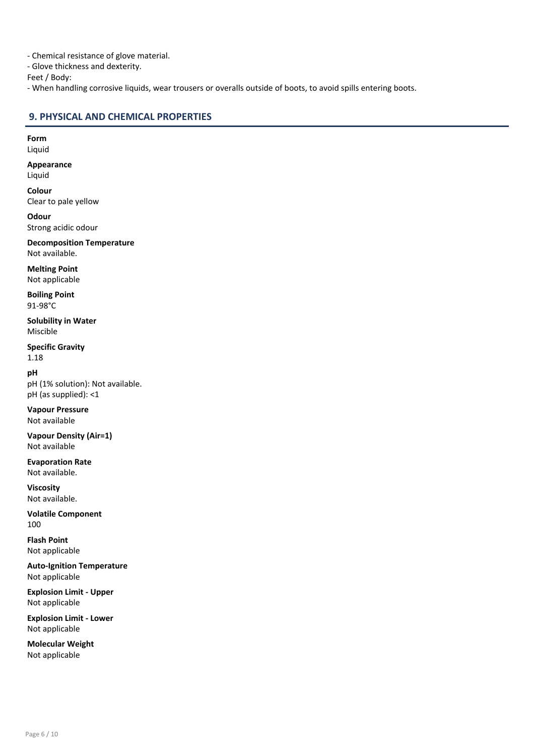- Chemical resistance of glove material.
- Glove thickness and dexterity.

Feet / Body:

- When handling corrosive liquids, wear trousers or overalls outside of boots, to avoid spills entering boots.

## 9. PHYSICAL AND CHEMICAL PROPERTIES

**Form**
Liquid

**Appearance**
Liquid

**Colour**
Clear to pale yellow

**Odour**
Strong acidic odour

**Decomposition Temperature**
Not available.

**Melting Point**
Not applicable

**Boiling Point**
91-98°C

**Solubility in Water**
Miscible

**Specific Gravity**
1.18

**pH**
pH (1% solution): Not available.
pH (as supplied): <1

**Vapour Pressure**
Not available

**Vapour Density (Air=1)**
Not available

**Evaporation Rate**
Not available.

**Viscosity**
Not available.

**Volatile Component**
100

**Flash Point**
Not applicable

**Auto-Ignition Temperature**
Not applicable

**Explosion Limit - Upper**
Not applicable

**Explosion Limit - Lower**
Not applicable

**Molecular Weight**
Not applicable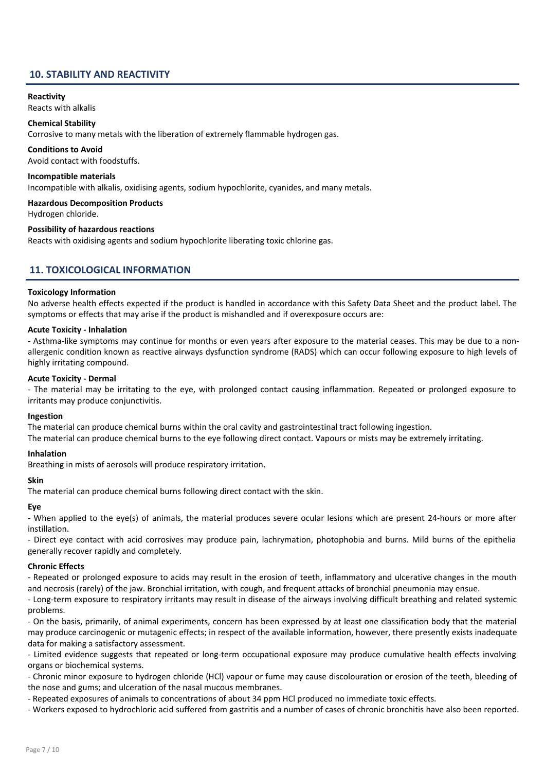## 10. STABILITY AND REACTIVITY

**Reactivity**
Reacts with alkalis

**Chemical Stability**
Corrosive to many metals with the liberation of extremely flammable hydrogen gas.

**Conditions to Avoid**
Avoid contact with foodstuffs.

**Incompatible materials**
Incompatible with alkalis, oxidising agents, sodium hypochlorite, cyanides, and many metals.

**Hazardous Decomposition Products**
Hydrogen chloride.

**Possibility of hazardous reactions**
Reacts with oxidising agents and sodium hypochlorite liberating toxic chlorine gas.

## 11. TOXICOLOGICAL INFORMATION

**Toxicology Information**
No adverse health effects expected if the product is handled in accordance with this Safety Data Sheet and the product label. The symptoms or effects that may arise if the product is mishandled and if overexposure occurs are:

**Acute Toxicity - Inhalation**
- Asthma-like symptoms may continue for months or even years after exposure to the material ceases. This may be due to a non-allergenic condition known as reactive airways dysfunction syndrome (RADS) which can occur following exposure to high levels of highly irritating compound.

**Acute Toxicity - Dermal**
- The material may be irritating to the eye, with prolonged contact causing inflammation. Repeated or prolonged exposure to irritants may produce conjunctivitis.

**Ingestion**
The material can produce chemical burns within the oral cavity and gastrointestinal tract following ingestion.
The material can produce chemical burns to the eye following direct contact. Vapours or mists may be extremely irritating.

**Inhalation**
Breathing in mists of aerosols will produce respiratory irritation.

**Skin**
The material can produce chemical burns following direct contact with the skin.

**Eye**
- When applied to the eye(s) of animals, the material produces severe ocular lesions which are present 24-hours or more after instillation.
- Direct eye contact with acid corrosives may produce pain, lachrymation, photophobia and burns. Mild burns of the epithelia generally recover rapidly and completely.

**Chronic Effects**
- Repeated or prolonged exposure to acids may result in the erosion of teeth, inflammatory and ulcerative changes in the mouth and necrosis (rarely) of the jaw. Bronchial irritation, with cough, and frequent attacks of bronchial pneumonia may ensue.
- Long-term exposure to respiratory irritants may result in disease of the airways involving difficult breathing and related systemic problems.
- On the basis, primarily, of animal experiments, concern has been expressed by at least one classification body that the material may produce carcinogenic or mutagenic effects; in respect of the available information, however, there presently exists inadequate data for making a satisfactory assessment.
- Limited evidence suggests that repeated or long-term occupational exposure may produce cumulative health effects involving organs or biochemical systems.
- Chronic minor exposure to hydrogen chloride (HCl) vapour or fume may cause discolouration or erosion of the teeth, bleeding of the nose and gums; and ulceration of the nasal mucous membranes.
- Repeated exposures of animals to concentrations of about 34 ppm HCl produced no immediate toxic effects.
- Workers exposed to hydrochloric acid suffered from gastritis and a number of cases of chronic bronchitis have also been reported.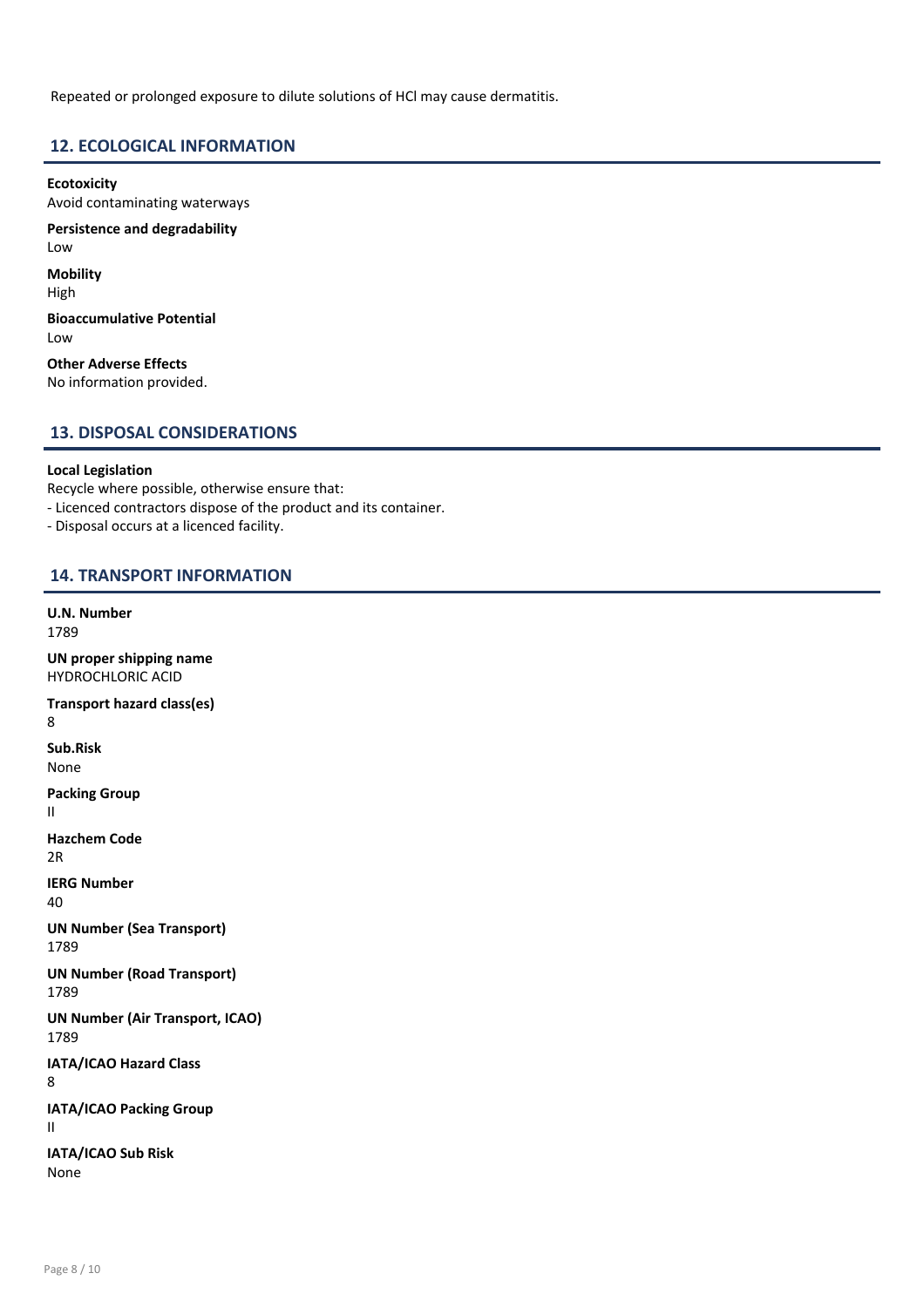Repeated or prolonged exposure to dilute solutions of HCl may cause dermatitis.

## 12. ECOLOGICAL INFORMATION

**Ecotoxicity**
Avoid contaminating waterways

**Persistence and degradability**
Low

**Mobility**
High

**Bioaccumulative Potential**
Low

**Other Adverse Effects**
No information provided.

## 13. DISPOSAL CONSIDERATIONS

**Local Legislation**
Recycle where possible, otherwise ensure that:
- Licenced contractors dispose of the product and its container.
- Disposal occurs at a licenced facility.

## 14. TRANSPORT INFORMATION

**U.N. Number**
1789

**UN proper shipping name**
HYDROCHLORIC ACID

**Transport hazard class(es)**
8

**Sub.Risk**
None

**Packing Group**
II

**Hazchem Code**
2R

**IERG Number**
40

**UN Number (Sea Transport)**
1789

**UN Number (Road Transport)**
1789

**UN Number (Air Transport, ICAO)**
1789

**IATA/ICAO Hazard Class**
8

**IATA/ICAO Packing Group**
II

**IATA/ICAO Sub Risk**
None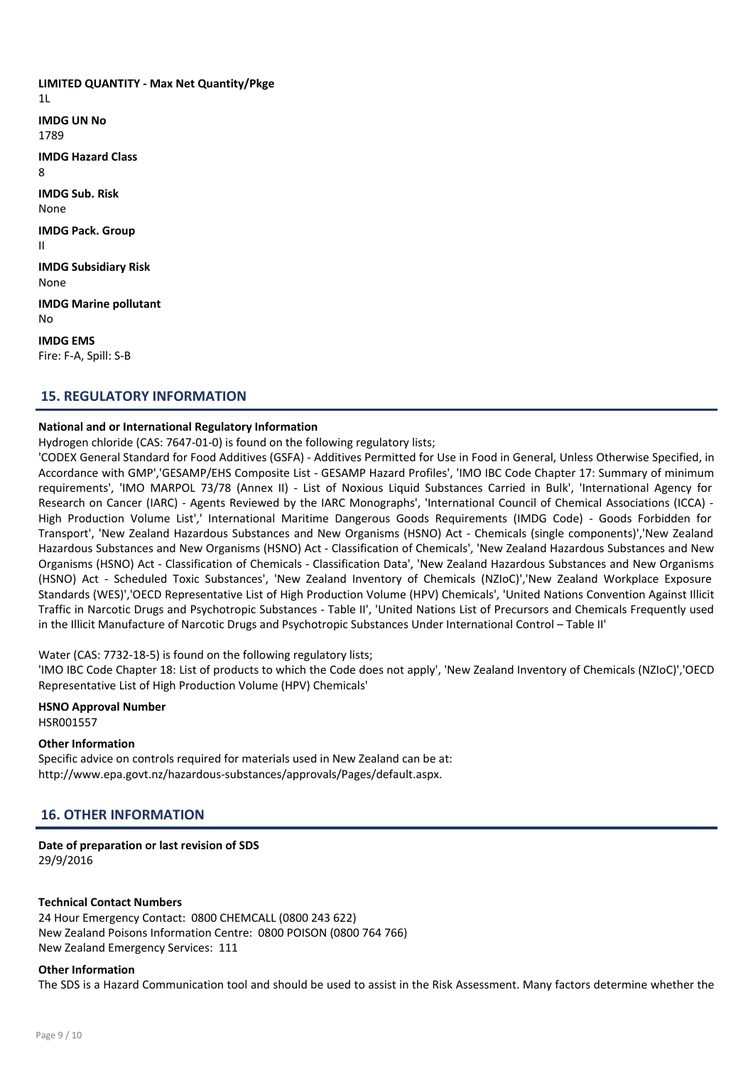**LIMITED QUANTITY - Max Net Quantity/Pkge**
1L

**IMDG UN No**
1789

**IMDG Hazard Class**
8

**IMDG Sub. Risk**
None

**IMDG Pack. Group**
II

**IMDG Subsidiary Risk**
None

**IMDG Marine pollutant**
No

**IMDG EMS**
Fire: F-A, Spill: S-B

## 15. REGULATORY INFORMATION

**National and or International Regulatory Information**

Hydrogen chloride (CAS: 7647-01-0) is found on the following regulatory lists;

'CODEX General Standard for Food Additives (GSFA) - Additives Permitted for Use in Food in General, Unless Otherwise Specified, in Accordance with GMP','GESAMP/EHS Composite List - GESAMP Hazard Profiles', 'IMO IBC Code Chapter 17: Summary of minimum requirements', 'IMO MARPOL 73/78 (Annex II) - List of Noxious Liquid Substances Carried in Bulk', 'International Agency for Research on Cancer (IARC) - Agents Reviewed by the IARC Monographs', 'International Council of Chemical Associations (ICCA) - High Production Volume List',' International Maritime Dangerous Goods Requirements (IMDG Code) - Goods Forbidden for Transport', 'New Zealand Hazardous Substances and New Organisms (HSNO) Act - Chemicals (single components)','New Zealand Hazardous Substances and New Organisms (HSNO) Act - Classification of Chemicals', 'New Zealand Hazardous Substances and New Organisms (HSNO) Act - Classification of Chemicals - Classification Data', 'New Zealand Hazardous Substances and New Organisms (HSNO) Act - Scheduled Toxic Substances', 'New Zealand Inventory of Chemicals (NZIoC)','New Zealand Workplace Exposure Standards (WES)','OECD Representative List of High Production Volume (HPV) Chemicals', 'United Nations Convention Against Illicit Traffic in Narcotic Drugs and Psychotropic Substances - Table II', 'United Nations List of Precursors and Chemicals Frequently used in the Illicit Manufacture of Narcotic Drugs and Psychotropic Substances Under International Control – Table II'

Water (CAS: 7732-18-5) is found on the following regulatory lists;

'IMO IBC Code Chapter 18: List of products to which the Code does not apply', 'New Zealand Inventory of Chemicals (NZIoC)','OECD Representative List of High Production Volume (HPV) Chemicals'

**HSNO Approval Number**
HSR001557

**Other Information**
Specific advice on controls required for materials used in New Zealand can be at: http://www.epa.govt.nz/hazardous-substances/approvals/Pages/default.aspx.

## 16. OTHER INFORMATION

**Date of preparation or last revision of SDS**
29/9/2016

**Technical Contact Numbers**
24 Hour Emergency Contact: 0800 CHEMCALL (0800 243 622)
New Zealand Poisons Information Centre: 0800 POISON (0800 764 766)
New Zealand Emergency Services: 111

**Other Information**
The SDS is a Hazard Communication tool and should be used to assist in the Risk Assessment. Many factors determine whether the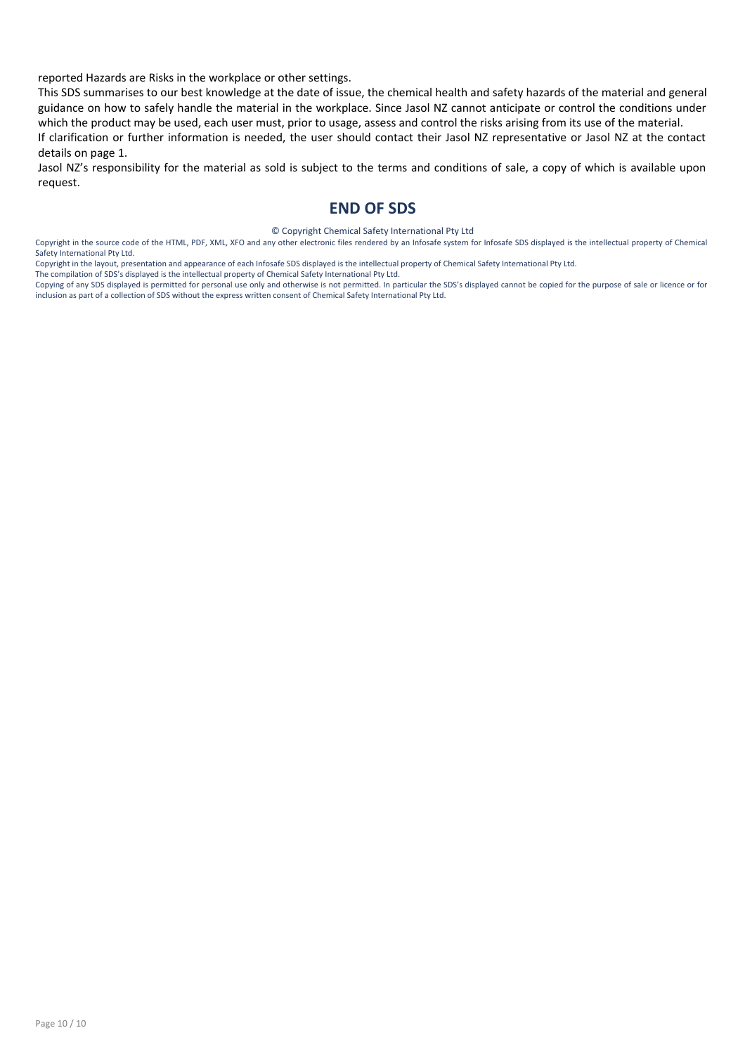reported Hazards are Risks in the workplace or other settings.

This SDS summarises to our best knowledge at the date of issue, the chemical health and safety hazards of the material and general guidance on how to safely handle the material in the workplace. Since Jasol NZ cannot anticipate or control the conditions under which the product may be used, each user must, prior to usage, assess and control the risks arising from its use of the material.

If clarification or further information is needed, the user should contact their Jasol NZ representative or Jasol NZ at the contact details on page 1.

Jasol NZ's responsibility for the material as sold is subject to the terms and conditions of sale, a copy of which is available upon request.

## END OF SDS

© Copyright Chemical Safety International Pty Ltd

Copyright in the source code of the HTML, PDF, XML, XFO and any other electronic files rendered by an Infosafe system for Infosafe SDS displayed is the intellectual property of Chemical Safety International Pty Ltd.

Copyright in the layout, presentation and appearance of each Infosafe SDS displayed is the intellectual property of Chemical Safety International Pty Ltd.

The compilation of SDS's displayed is the intellectual property of Chemical Safety International Pty Ltd.

Copying of any SDS displayed is permitted for personal use only and otherwise is not permitted. In particular the SDS's displayed cannot be copied for the purpose of sale or licence or for inclusion as part of a collection of SDS without the express written consent of Chemical Safety International Pty Ltd.